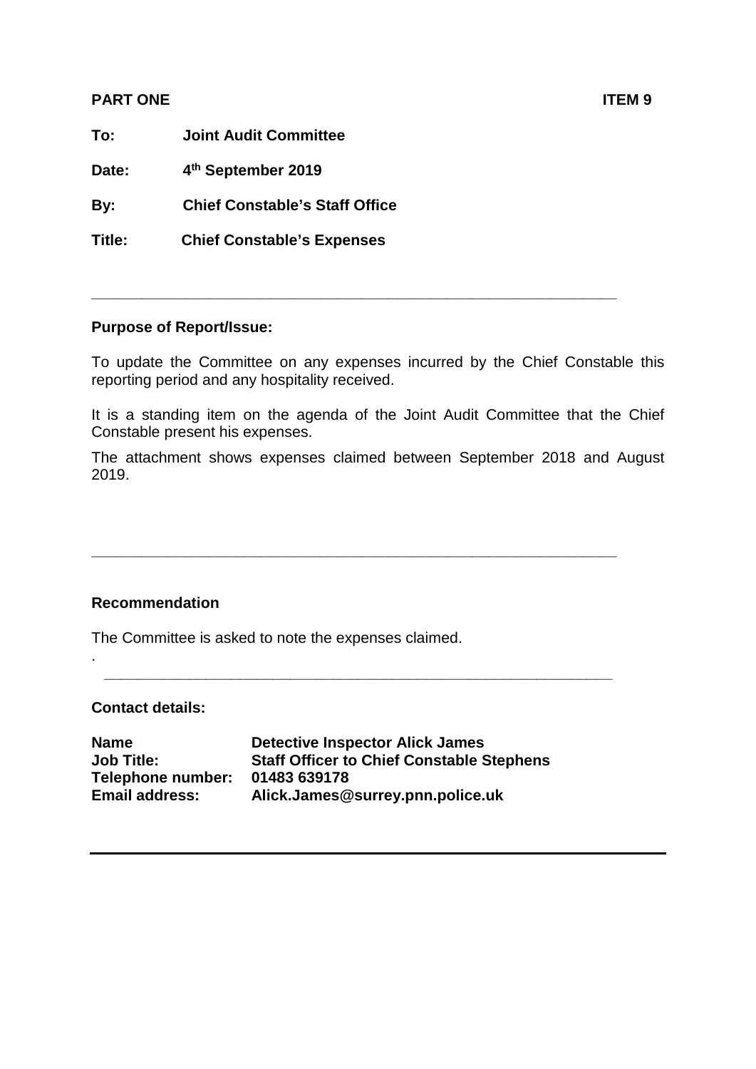**PART ONE** **ITEM 9**

**To:** **Joint Audit Committee**

**Date:** **4th September 2019**

**By:** **Chief Constable's Staff Office**

**Title:** **Chief Constable's Expenses**

---

**Purpose of Report/Issue:**

To update the Committee on any expenses incurred by the Chief Constable this reporting period and any hospitality received.

It is a standing item on the agenda of the Joint Audit Committee that the Chief Constable present his expenses.

The attachment shows expenses claimed between September 2018 and August 2019.

---

**Recommendation**

The Committee is asked to note the expenses claimed.

.

---

**Contact details:**

**Name** **Detective Inspector Alick James**
**Job Title:** **Staff Officer to Chief Constable Stephens**
**Telephone number:** **01483 639178**
**Email address:** **Alick.James@surrey.pnn.police.uk**

---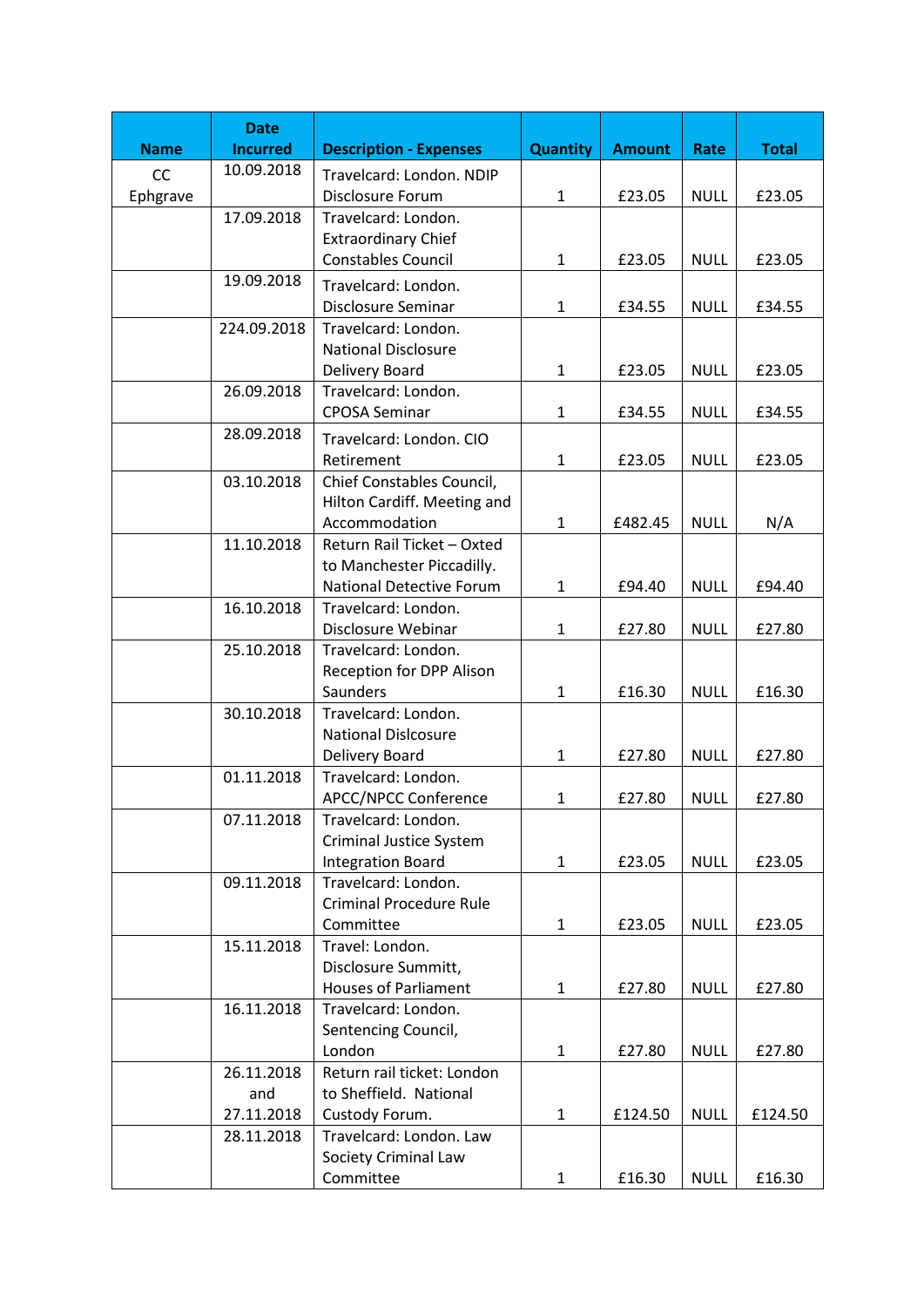| Name | Date Incurred | Description - Expenses | Quantity | Amount | Rate | Total |
|---|---|---|---|---|---|---|
| CC Ephgrave | 10.09.2018 | Travelcard: London. NDIP Disclosure Forum | 1 | £23.05 | NULL | £23.05 |
| | 17.09.2018 | Travelcard: London. Extraordinary Chief Constables Council | 1 | £23.05 | NULL | £23.05 |
| | 19.09.2018 | Travelcard: London. Disclosure Seminar | 1 | £34.55 | NULL | £34.55 |
| | 224.09.2018 | Travelcard: London. National Disclosure Delivery Board | 1 | £23.05 | NULL | £23.05 |
| | 26.09.2018 | Travelcard: London. CPOSA Seminar | 1 | £34.55 | NULL | £34.55 |
| | 28.09.2018 | Travelcard: London. CIO Retirement | 1 | £23.05 | NULL | £23.05 |
| | 03.10.2018 | Chief Constables Council, Hilton Cardiff. Meeting and Accommodation | 1 | £482.45 | NULL | N/A |
| | 11.10.2018 | Return Rail Ticket – Oxted to Manchester Piccadilly. National Detective Forum | 1 | £94.40 | NULL | £94.40 |
| | 16.10.2018 | Travelcard: London. Disclosure Webinar | 1 | £27.80 | NULL | £27.80 |
| | 25.10.2018 | Travelcard: London. Reception for DPP Alison Saunders | 1 | £16.30 | NULL | £16.30 |
| | 30.10.2018 | Travelcard: London. National Dislcosure Delivery Board | 1 | £27.80 | NULL | £27.80 |
| | 01.11.2018 | Travelcard: London. APCC/NPCC Conference | 1 | £27.80 | NULL | £27.80 |
| | 07.11.2018 | Travelcard: London. Criminal Justice System Integration Board | 1 | £23.05 | NULL | £23.05 |
| | 09.11.2018 | Travelcard: London. Criminal Procedure Rule Committee | 1 | £23.05 | NULL | £23.05 |
| | 15.11.2018 | Travel: London. Disclosure Summitt, Houses of Parliament | 1 | £27.80 | NULL | £27.80 |
| | 16.11.2018 | Travelcard: London. Sentencing Council, London | 1 | £27.80 | NULL | £27.80 |
| | 26.11.2018 and 27.11.2018 | Return rail ticket: London to Sheffield. National Custody Forum. | 1 | £124.50 | NULL | £124.50 |
| | 28.11.2018 | Travelcard: London. Law Society Criminal Law Committee | 1 | £16.30 | NULL | £16.30 |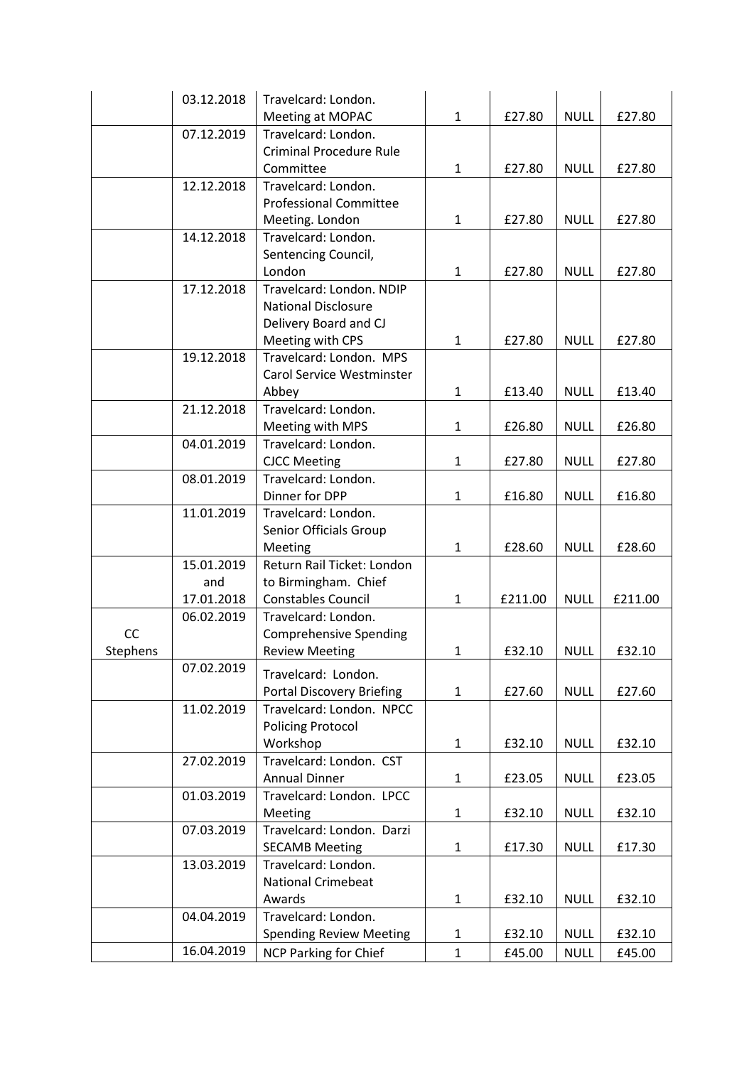| | | | | | | |
|---|---|---|---|---|---|---|
| | 03.12.2018 | Travelcard: London. Meeting at MOPAC | 1 | £27.80 | NULL | £27.80 |
| | 07.12.2019 | Travelcard: London. Criminal Procedure Rule Committee | 1 | £27.80 | NULL | £27.80 |
| | 12.12.2018 | Travelcard: London. Professional Committee Meeting. London | 1 | £27.80 | NULL | £27.80 |
| | 14.12.2018 | Travelcard: London. Sentencing Council, London | 1 | £27.80 | NULL | £27.80 |
| | 17.12.2018 | Travelcard: London. NDIP National Disclosure Delivery Board and CJ Meeting with CPS | 1 | £27.80 | NULL | £27.80 |
| | 19.12.2018 | Travelcard: London. MPS Carol Service Westminster Abbey | 1 | £13.40 | NULL | £13.40 |
| | 21.12.2018 | Travelcard: London. Meeting with MPS | 1 | £26.80 | NULL | £26.80 |
| | 04.01.2019 | Travelcard: London. CJCC Meeting | 1 | £27.80 | NULL | £27.80 |
| | 08.01.2019 | Travelcard: London. Dinner for DPP | 1 | £16.80 | NULL | £16.80 |
| | 11.01.2019 | Travelcard: London. Senior Officials Group Meeting | 1 | £28.60 | NULL | £28.60 |
| | 15.01.2019 and 17.01.2018 | Return Rail Ticket: London to Birmingham. Chief Constables Council | 1 | £211.00 | NULL | £211.00 |
| CC Stephens | 06.02.2019 | Travelcard: London. Comprehensive Spending Review Meeting | 1 | £32.10 | NULL | £32.10 |
| | 07.02.2019 | Travelcard: London. Portal Discovery Briefing | 1 | £27.60 | NULL | £27.60 |
| | 11.02.2019 | Travelcard: London. NPCC Policing Protocol Workshop | 1 | £32.10 | NULL | £32.10 |
| | 27.02.2019 | Travelcard: London. CST Annual Dinner | 1 | £23.05 | NULL | £23.05 |
| | 01.03.2019 | Travelcard: London. LPCC Meeting | 1 | £32.10 | NULL | £32.10 |
| | 07.03.2019 | Travelcard: London. Darzi SECAMB Meeting | 1 | £17.30 | NULL | £17.30 |
| | 13.03.2019 | Travelcard: London. National Crimebeat Awards | 1 | £32.10 | NULL | £32.10 |
| | 04.04.2019 | Travelcard: London. Spending Review Meeting | 1 | £32.10 | NULL | £32.10 |
| | 16.04.2019 | NCP Parking for Chief | 1 | £45.00 | NULL | £45.00 |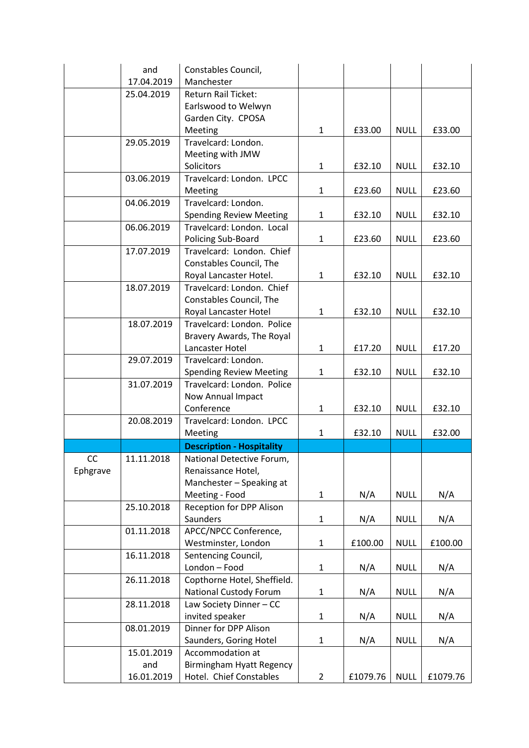| | | | | | | |
|---|---|---|---|---|---|---|
| | and 17.04.2019 | Constables Council, Manchester | | | | |
| | 25.04.2019 | Return Rail Ticket: Earlswood to Welwyn Garden City. CPOSA Meeting | 1 | £33.00 | NULL | £33.00 |
| | 29.05.2019 | Travelcard: London. Meeting with JMW Solicitors | 1 | £32.10 | NULL | £32.10 |
| | 03.06.2019 | Travelcard: London. LPCC Meeting | 1 | £23.60 | NULL | £23.60 |
| | 04.06.2019 | Travelcard: London. Spending Review Meeting | 1 | £32.10 | NULL | £32.10 |
| | 06.06.2019 | Travelcard: London. Local Policing Sub-Board | 1 | £23.60 | NULL | £23.60 |
| | 17.07.2019 | Travelcard: London. Chief Constables Council, The Royal Lancaster Hotel. | 1 | £32.10 | NULL | £32.10 |
| | 18.07.2019 | Travelcard: London. Chief Constables Council, The Royal Lancaster Hotel | 1 | £32.10 | NULL | £32.10 |
| | 18.07.2019 | Travelcard: London. Police Bravery Awards, The Royal Lancaster Hotel | 1 | £17.20 | NULL | £17.20 |
| | 29.07.2019 | Travelcard: London. Spending Review Meeting | 1 | £32.10 | NULL | £32.10 |
| | 31.07.2019 | Travelcard: London. Police Now Annual Impact Conference | 1 | £32.10 | NULL | £32.10 |
| | 20.08.2019 | Travelcard: London. LPCC Meeting | 1 | £32.10 | NULL | £32.00 |
| | | **Description - Hospitality** | | | | |
| CC Ephgrave | 11.11.2018 | National Detective Forum, Renaissance Hotel, Manchester – Speaking at Meeting - Food | 1 | N/A | NULL | N/A |
| | 25.10.2018 | Reception for DPP Alison Saunders | 1 | N/A | NULL | N/A |
| | 01.11.2018 | APCC/NPCC Conference, Westminster, London | 1 | £100.00 | NULL | £100.00 |
| | 16.11.2018 | Sentencing Council, London – Food | 1 | N/A | NULL | N/A |
| | 26.11.2018 | Copthorne Hotel, Sheffield. National Custody Forum | 1 | N/A | NULL | N/A |
| | 28.11.2018 | Law Society Dinner – CC invited speaker | 1 | N/A | NULL | N/A |
| | 08.01.2019 | Dinner for DPP Alison Saunders, Goring Hotel | 1 | N/A | NULL | N/A |
| | 15.01.2019 and 16.01.2019 | Accommodation at Birmingham Hyatt Regency Hotel. Chief Constables | 2 | £1079.76 | NULL | £1079.76 |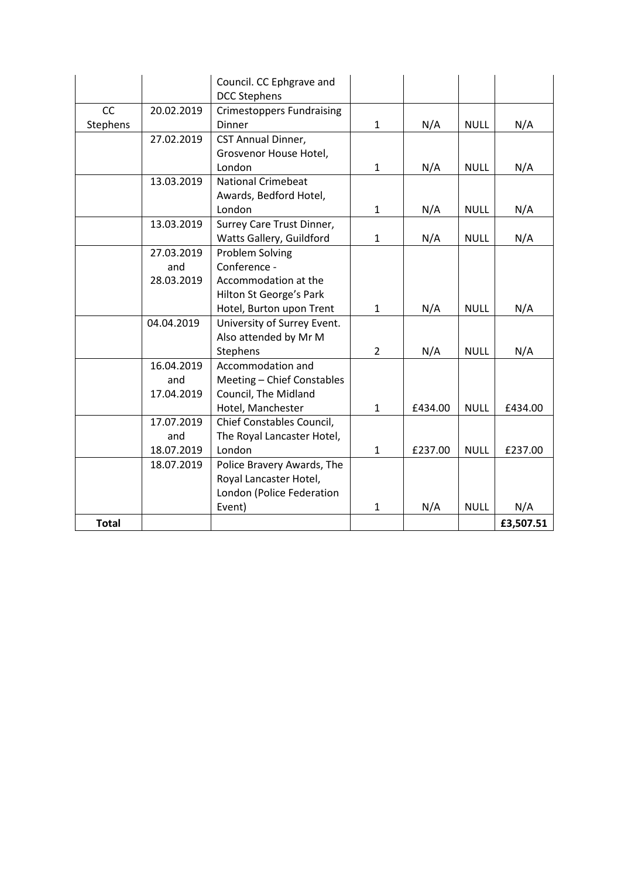| | | | | | | |
|---|---|---|---|---|---|---|
| | | Council. CC Ephgrave and DCC Stephens | | | | |
| CC Stephens | 20.02.2019 | Crimestoppers Fundraising Dinner | 1 | N/A | NULL | N/A |
| | 27.02.2019 | CST Annual Dinner, Grosvenor House Hotel, London | 1 | N/A | NULL | N/A |
| | 13.03.2019 | National Crimebeat Awards, Bedford Hotel, London | 1 | N/A | NULL | N/A |
| | 13.03.2019 | Surrey Care Trust Dinner, Watts Gallery, Guildford | 1 | N/A | NULL | N/A |
| | 27.03.2019 and 28.03.2019 | Problem Solving Conference - Accommodation at the Hilton St George's Park Hotel, Burton upon Trent | 1 | N/A | NULL | N/A |
| | 04.04.2019 | University of Surrey Event. Also attended by Mr M Stephens | 2 | N/A | NULL | N/A |
| | 16.04.2019 and 17.04.2019 | Accommodation and Meeting – Chief Constables Council, The Midland Hotel, Manchester | 1 | £434.00 | NULL | £434.00 |
| | 17.07.2019 and 18.07.2019 | Chief Constables Council, The Royal Lancaster Hotel, London | 1 | £237.00 | NULL | £237.00 |
| | 18.07.2019 | Police Bravery Awards, The Royal Lancaster Hotel, London (Police Federation Event) | 1 | N/A | NULL | N/A |
| **Total** | | | | | | **£3,507.51** |